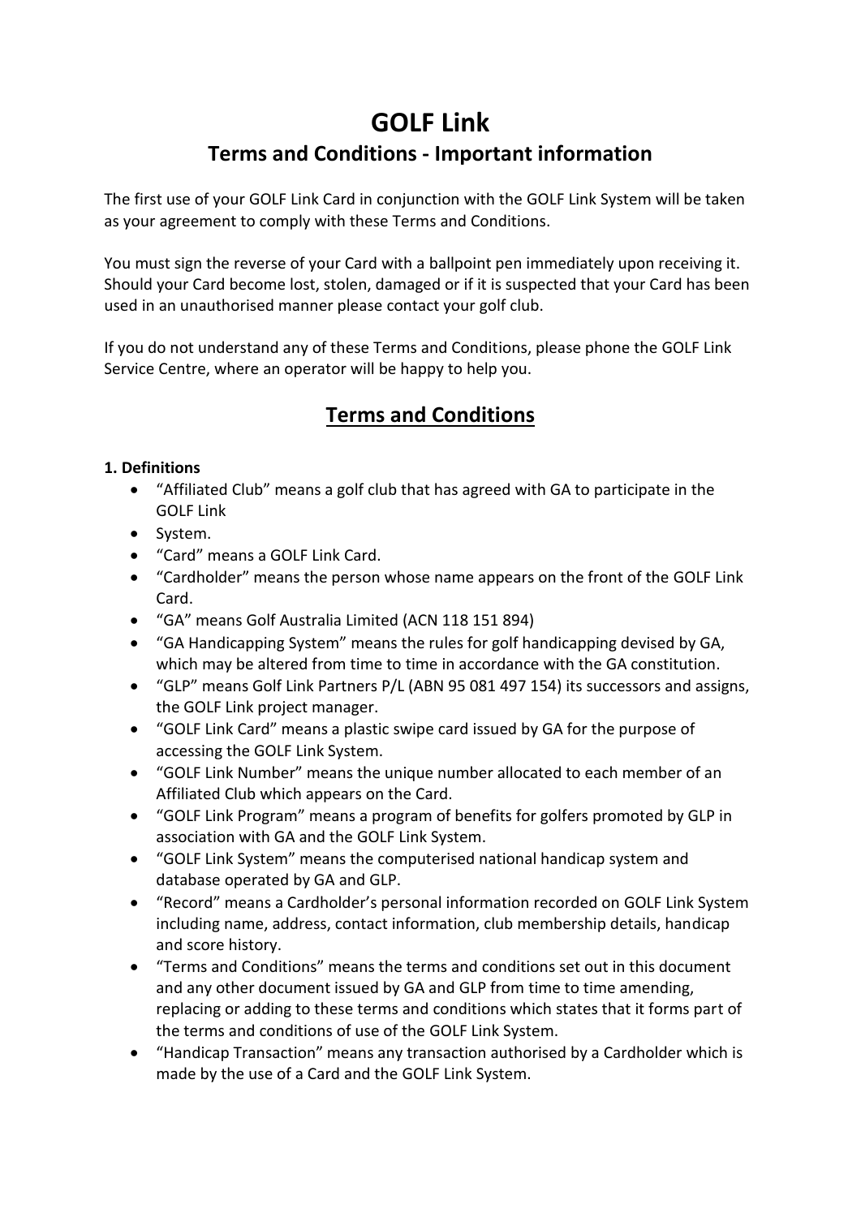# GOLF Link

## Terms and Conditions - Important information

The first use of your GOLF Link Card in conjunction with the GOLF Link System will be taken as your agreement to comply with these Terms and Conditions.

You must sign the reverse of your Card with a ballpoint pen immediately upon receiving it. Should your Card become lost, stolen, damaged or if it is suspected that your Card has been used in an unauthorised manner please contact your golf club.

If you do not understand any of these Terms and Conditions, please phone the GOLF Link Service Centre, where an operator will be happy to help you.

## Terms and Conditions

**1. Definitions**

- "Affiliated Club" means a golf club that has agreed with GA to participate in the GOLF Link
- System.
- "Card" means a GOLF Link Card.
- "Cardholder" means the person whose name appears on the front of the GOLF Link Card.
- "GA" means Golf Australia Limited (ACN 118 151 894)
- "GA Handicapping System" means the rules for golf handicapping devised by GA, which may be altered from time to time in accordance with the GA constitution.
- "GLP" means Golf Link Partners P/L (ABN 95 081 497 154) its successors and assigns, the GOLF Link project manager.
- "GOLF Link Card" means a plastic swipe card issued by GA for the purpose of accessing the GOLF Link System.
- "GOLF Link Number" means the unique number allocated to each member of an Affiliated Club which appears on the Card.
- "GOLF Link Program" means a program of benefits for golfers promoted by GLP in association with GA and the GOLF Link System.
- "GOLF Link System" means the computerised national handicap system and database operated by GA and GLP.
- "Record" means a Cardholder's personal information recorded on GOLF Link System including name, address, contact information, club membership details, handicap and score history.
- "Terms and Conditions" means the terms and conditions set out in this document and any other document issued by GA and GLP from time to time amending, replacing or adding to these terms and conditions which states that it forms part of the terms and conditions of use of the GOLF Link System.
- "Handicap Transaction" means any transaction authorised by a Cardholder which is made by the use of a Card and the GOLF Link System.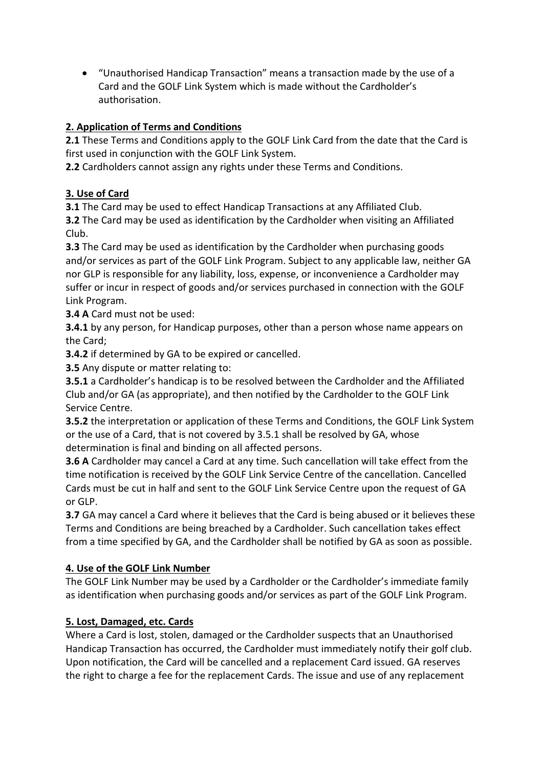- "Unauthorised Handicap Transaction" means a transaction made by the use of a Card and the GOLF Link System which is made without the Cardholder's authorisation.

## 2. Application of Terms and Conditions

**2.1** These Terms and Conditions apply to the GOLF Link Card from the date that the Card is first used in conjunction with the GOLF Link System.

**2.2** Cardholders cannot assign any rights under these Terms and Conditions.

## 3. Use of Card

**3.1** The Card may be used to effect Handicap Transactions at any Affiliated Club.

**3.2** The Card may be used as identification by the Cardholder when visiting an Affiliated Club.

**3.3** The Card may be used as identification by the Cardholder when purchasing goods and/or services as part of the GOLF Link Program. Subject to any applicable law, neither GA nor GLP is responsible for any liability, loss, expense, or inconvenience a Cardholder may suffer or incur in respect of goods and/or services purchased in connection with the GOLF Link Program.

**3.4 A** Card must not be used:

**3.4.1** by any person, for Handicap purposes, other than a person whose name appears on the Card;

**3.4.2** if determined by GA to be expired or cancelled.

**3.5** Any dispute or matter relating to:

**3.5.1** a Cardholder's handicap is to be resolved between the Cardholder and the Affiliated Club and/or GA (as appropriate), and then notified by the Cardholder to the GOLF Link Service Centre.

**3.5.2** the interpretation or application of these Terms and Conditions, the GOLF Link System or the use of a Card, that is not covered by 3.5.1 shall be resolved by GA, whose determination is final and binding on all affected persons.

**3.6 A** Cardholder may cancel a Card at any time. Such cancellation will take effect from the time notification is received by the GOLF Link Service Centre of the cancellation. Cancelled Cards must be cut in half and sent to the GOLF Link Service Centre upon the request of GA or GLP.

**3.7** GA may cancel a Card where it believes that the Card is being abused or it believes these Terms and Conditions are being breached by a Cardholder. Such cancellation takes effect from a time specified by GA, and the Cardholder shall be notified by GA as soon as possible.

## 4. Use of the GOLF Link Number

The GOLF Link Number may be used by a Cardholder or the Cardholder's immediate family as identification when purchasing goods and/or services as part of the GOLF Link Program.

## 5. Lost, Damaged, etc. Cards

Where a Card is lost, stolen, damaged or the Cardholder suspects that an Unauthorised Handicap Transaction has occurred, the Cardholder must immediately notify their golf club. Upon notification, the Card will be cancelled and a replacement Card issued. GA reserves the right to charge a fee for the replacement Cards. The issue and use of any replacement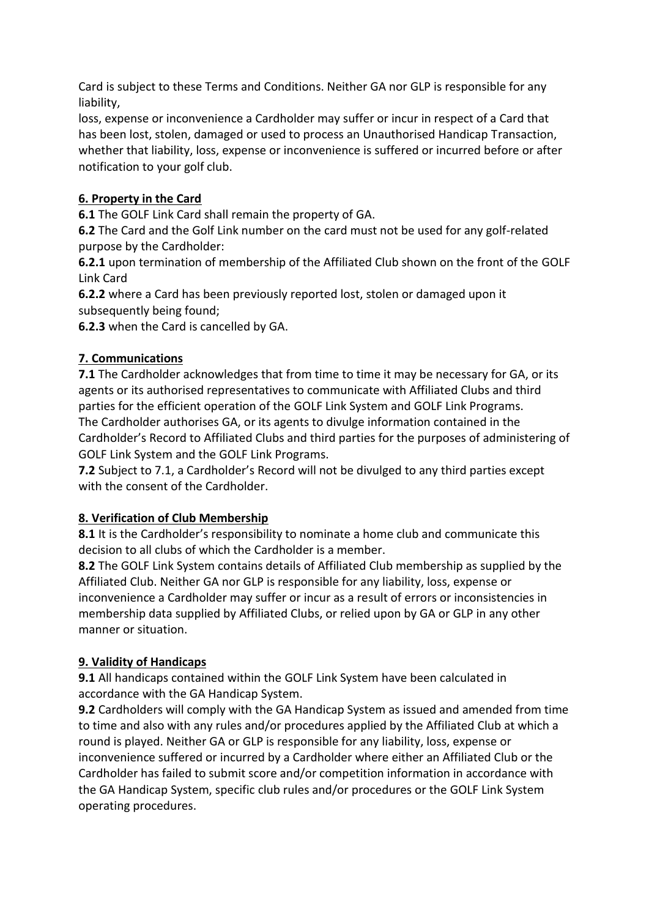Card is subject to these Terms and Conditions. Neither GA nor GLP is responsible for any liability,
loss, expense or inconvenience a Cardholder may suffer or incur in respect of a Card that has been lost, stolen, damaged or used to process an Unauthorised Handicap Transaction, whether that liability, loss, expense or inconvenience is suffered or incurred before or after notification to your golf club.

**6. Property in the Card**

**6.1** The GOLF Link Card shall remain the property of GA.
**6.2** The Card and the Golf Link number on the card must not be used for any golf-related purpose by the Cardholder:
**6.2.1** upon termination of membership of the Affiliated Club shown on the front of the GOLF Link Card
**6.2.2** where a Card has been previously reported lost, stolen or damaged upon it subsequently being found;
**6.2.3** when the Card is cancelled by GA.

**7. Communications**

**7.1** The Cardholder acknowledges that from time to time it may be necessary for GA, or its agents or its authorised representatives to communicate with Affiliated Clubs and third parties for the efficient operation of the GOLF Link System and GOLF Link Programs.
The Cardholder authorises GA, or its agents to divulge information contained in the Cardholder's Record to Affiliated Clubs and third parties for the purposes of administering of GOLF Link System and the GOLF Link Programs.
**7.2** Subject to 7.1, a Cardholder's Record will not be divulged to any third parties except with the consent of the Cardholder.

**8. Verification of Club Membership**

**8.1** It is the Cardholder's responsibility to nominate a home club and communicate this decision to all clubs of which the Cardholder is a member.
**8.2** The GOLF Link System contains details of Affiliated Club membership as supplied by the Affiliated Club. Neither GA nor GLP is responsible for any liability, loss, expense or inconvenience a Cardholder may suffer or incur as a result of errors or inconsistencies in membership data supplied by Affiliated Clubs, or relied upon by GA or GLP in any other manner or situation.

**9. Validity of Handicaps**

**9.1** All handicaps contained within the GOLF Link System have been calculated in accordance with the GA Handicap System.
**9.2** Cardholders will comply with the GA Handicap System as issued and amended from time to time and also with any rules and/or procedures applied by the Affiliated Club at which a round is played. Neither GA or GLP is responsible for any liability, loss, expense or inconvenience suffered or incurred by a Cardholder where either an Affiliated Club or the Cardholder has failed to submit score and/or competition information in accordance with the GA Handicap System, specific club rules and/or procedures or the GOLF Link System operating procedures.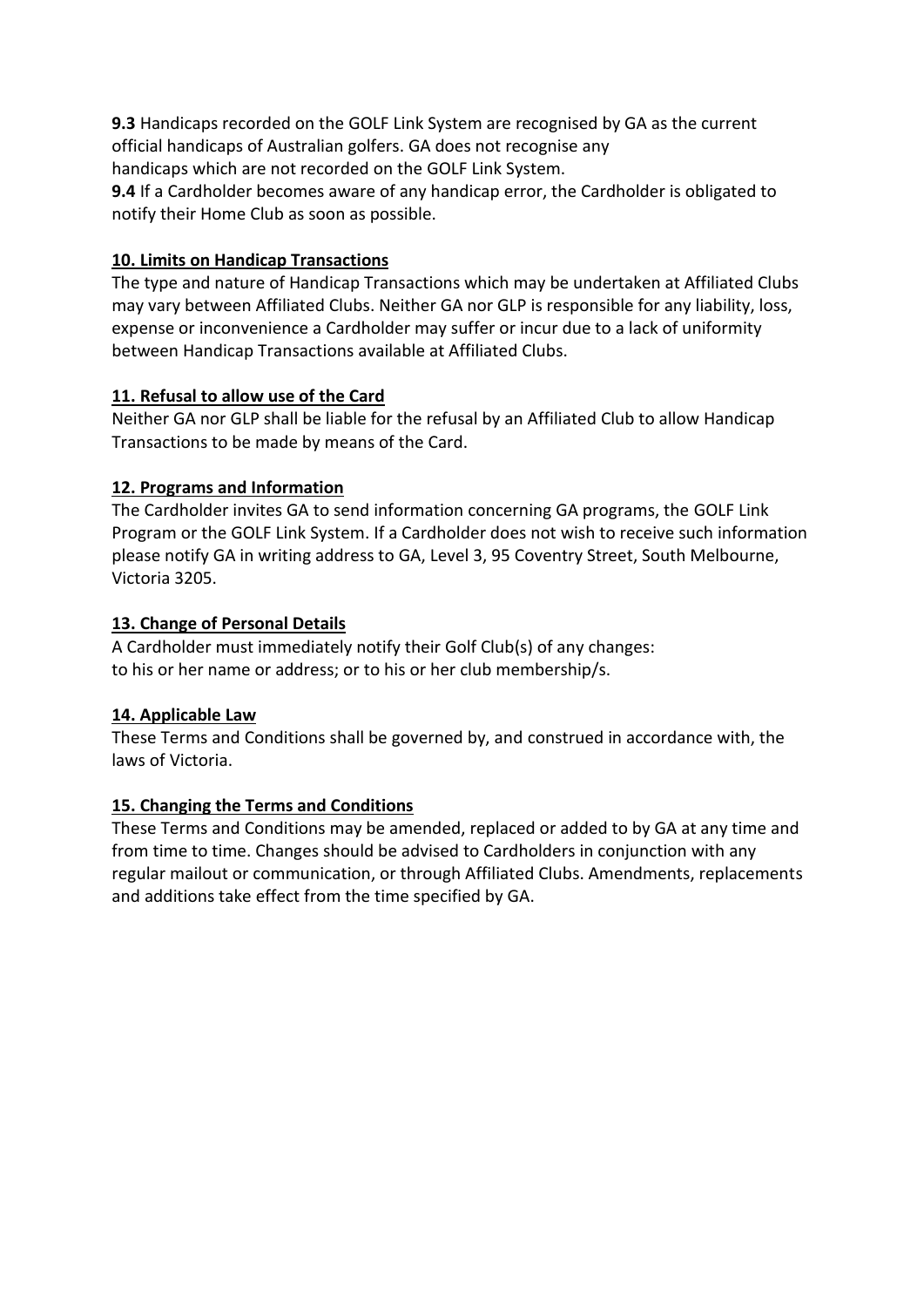**9.3** Handicaps recorded on the GOLF Link System are recognised by GA as the current official handicaps of Australian golfers. GA does not recognise any handicaps which are not recorded on the GOLF Link System.

**9.4** If a Cardholder becomes aware of any handicap error, the Cardholder is obligated to notify their Home Club as soon as possible.

## 10. Limits on Handicap Transactions

The type and nature of Handicap Transactions which may be undertaken at Affiliated Clubs may vary between Affiliated Clubs. Neither GA nor GLP is responsible for any liability, loss, expense or inconvenience a Cardholder may suffer or incur due to a lack of uniformity between Handicap Transactions available at Affiliated Clubs.

## 11. Refusal to allow use of the Card

Neither GA nor GLP shall be liable for the refusal by an Affiliated Club to allow Handicap Transactions to be made by means of the Card.

## 12. Programs and Information

The Cardholder invites GA to send information concerning GA programs, the GOLF Link Program or the GOLF Link System. If a Cardholder does not wish to receive such information please notify GA in writing address to GA, Level 3, 95 Coventry Street, South Melbourne, Victoria 3205.

## 13. Change of Personal Details

A Cardholder must immediately notify their Golf Club(s) of any changes:
to his or her name or address; or to his or her club membership/s.

## 14. Applicable Law

These Terms and Conditions shall be governed by, and construed in accordance with, the laws of Victoria.

## 15. Changing the Terms and Conditions

These Terms and Conditions may be amended, replaced or added to by GA at any time and from time to time. Changes should be advised to Cardholders in conjunction with any regular mailout or communication, or through Affiliated Clubs. Amendments, replacements and additions take effect from the time specified by GA.